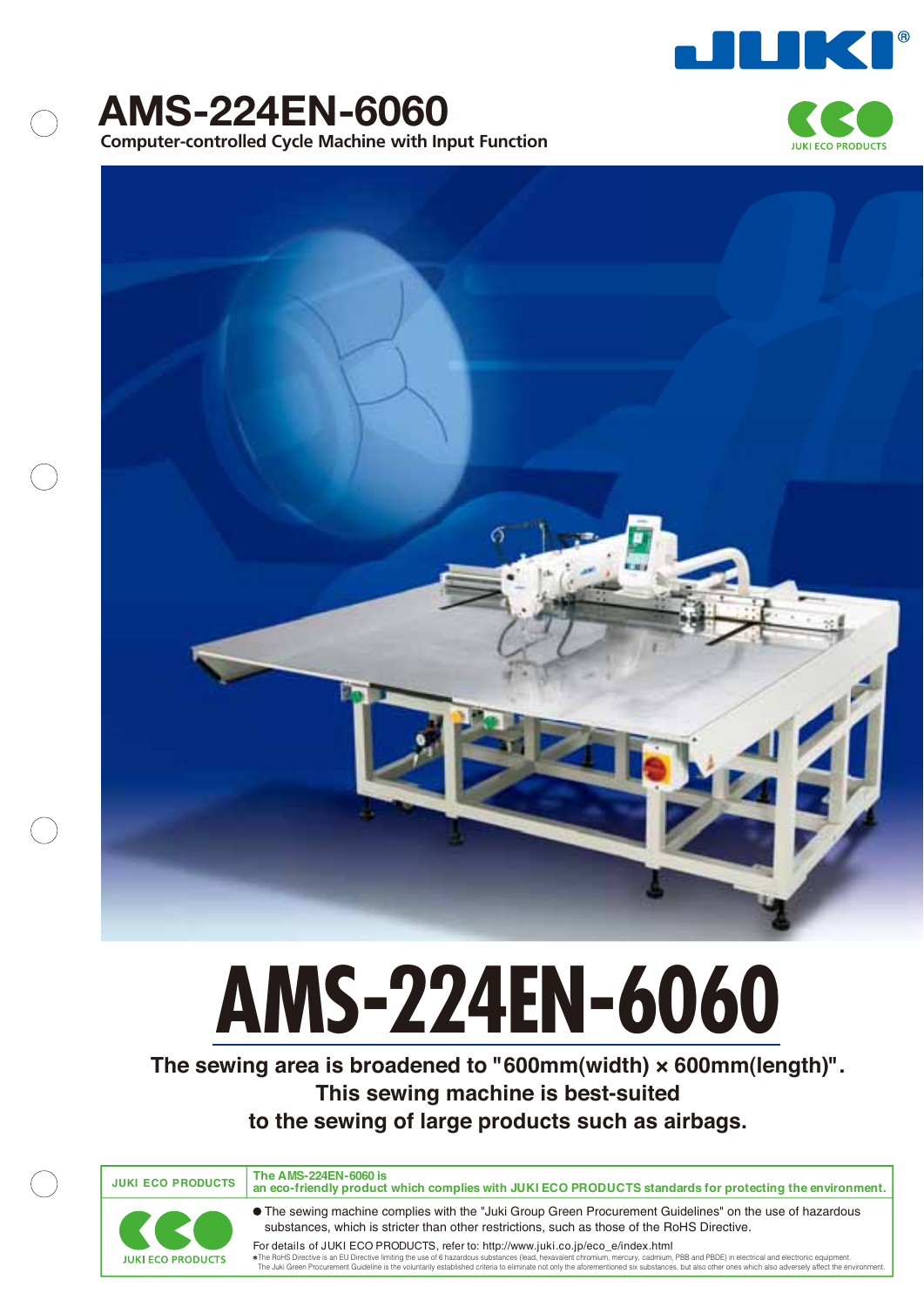# AMS-224EN-6060

**Computer-controlled Cycle Machine with Input Function**

JUKI ECO PRODUCTS

# AMS-224EN-6060

**The sewing area is broadened to "600mm(width) × 600mm(length)". This sewing machine is best-suited to the sewing of large products such as airbags.**

**JUKI ECO PRODUCTS**

**The AMS-224EN-6060 is an eco-friendly product which complies with JUKI ECO PRODUCTS standards for protecting the environment.**

- The sewing machine complies with the "Juki Group Green Procurement Guidelines" on the use of hazardous substances, which is stricter than other restrictions, such as those of the RoHS Directive.

For details of JUKI ECO PRODUCTS, refer to: http://www.juki.co.jp/eco_e/index.html

*The RoHS Directive is an EU Directive limiting the use of 6 hazardous substances (lead, hexavalent chromium, mercury, cadmium, PBB and PBDE) in electrical and electronic equipment.
The Juki Green Procurement Guideline is the voluntarily established criteria to eliminate not only the aforementioned six substances, but also other ones which also adversely affect the environment.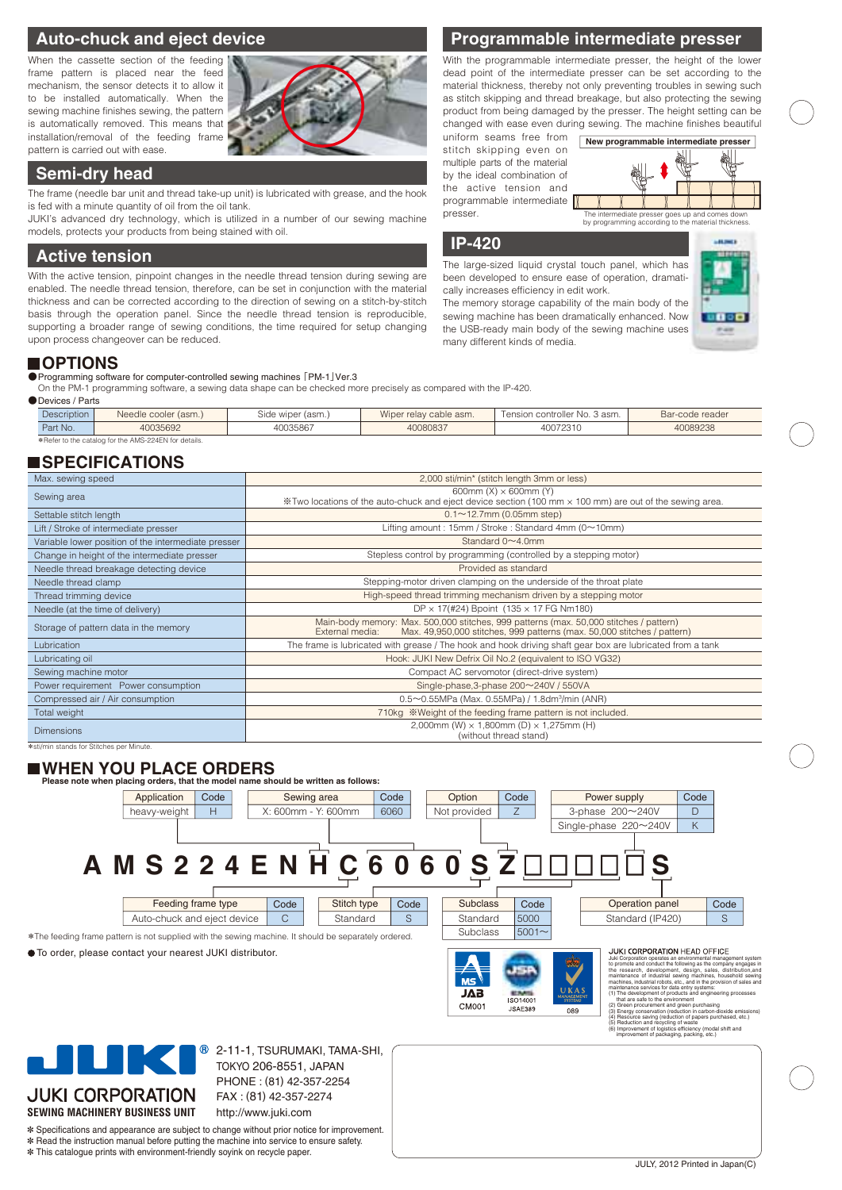## Auto-chuck and eject device

When the cassette section of the feeding frame pattern is placed near the feed mechanism, the sensor detects it to allow it to be installed automatically. When the sewing machine finishes sewing, the pattern is automatically removed. This means that installation/removal of the feeding frame pattern is carried out with ease.

## Semi-dry head

The frame (needle bar unit and thread take-up unit) is lubricated with grease, and the hook is fed with a minute quantity of oil from the oil tank.

JUKI's advanced dry technology, which is utilized in a number of our sewing machine models, protects your products from being stained with oil.

## Active tension

With the active tension, pinpoint changes in the needle thread tension during sewing are enabled. The needle thread tension, therefore, can be set in conjunction with the material thickness and can be corrected according to the direction of sewing on a stitch-by-stitch basis through the operation panel. Since the needle thread tension is reproducible, supporting a broader range of sewing conditions, the time required for setup changing upon process changeover can be reduced.

## Programmable intermediate presser

With the programmable intermediate presser, the height of the lower dead point of the intermediate presser can be set according to the material thickness, thereby not only preventing troubles in sewing such as stitch skipping and thread breakage, but also protecting the sewing product from being damaged by the presser. The height setting can be changed with ease even during sewing. The machine finishes beautiful uniform seams free from stitch skipping even on multiple parts of the material by the ideal combination of the active tension and programmable intermediate presser.

New programmable intermediate presser

The intermediate presser goes up and comes down by programming according to the material thickness.

## IP-420

The large-sized liquid crystal touch panel, which has been developed to ease of operation, dramatically increases efficiency in edit work.

The memory storage capability of the main body of the sewing machine has been dramatically enhanced. Now the USB-ready main body of the sewing machine uses many different kinds of media.

## OPTIONS

- Programming software for computer-controlled sewing machines 「PM-1」Ver.3

  On the PM-1 programming software, a sewing data shape can be checked more precisely as compared with the IP-420.

- Devices / Parts

| Description | Needle cooler (asm.) | Side wiper (asm.) | Wiper relay cable asm. | Tension controller No. 3 asm. | Bar-code reader |
|---|---|---|---|---|---|
| Part No. | 40035692 | 40035867 | 40080837 | 40072310 | 40089238 |

*Refer to the catalog for the AMS-224EN for details.

## SPECIFICATIONS

| | |
|---|---|
| Max. sewing speed | 2,000 sti/min* (stitch length 3mm or less) |
| Sewing area | 600mm (X) × 600mm (Y)<br>※Two locations of the auto-chuck and eject device section (100 mm × 100 mm) are out of the sewing area. |
| Settable stitch length | 0.1〜12.7mm (0.05mm step) |
| Lift / Stroke of intermediate presser | Lifting amount : 15mm / Stroke : Standard 4mm (0〜10mm) |
| Variable lower position of the intermediate presser | Standard 0〜4.0mm |
| Change in height of the intermediate presser | Stepless control by programming (controlled by a stepping motor) |
| Needle thread breakage detecting device | Provided as standard |
| Needle thread clamp | Stepping-motor driven clamping on the underside of the throat plate |
| Thread trimming device | High-speed thread trimming mechanism driven by a stepping motor |
| Needle (at the time of delivery) | DP × 17(#24) Bpoint (135 × 17 FG Nm180) |
| Storage of pattern data in the memory | Main-body memory: Max. 500,000 stitches, 999 patterns (max. 50,000 stitches / pattern)<br>External media: Max. 49,950,000 stitches, 999 patterns (max. 50,000 stitches / pattern) |
| Lubrication | The frame is lubricated with grease / The hook and hook driving shaft gear box are lubricated from a tank |
| Lubricating oil | Hook: JUKI New Defrix Oil No.2 (equivalent to ISO VG32) |
| Sewing machine motor | Compact AC servomotor (direct-drive system) |
| Power requirement Power consumption | Single-phase,3-phase 200〜240V / 550VA |
| Compressed air / Air consumption | 0.5〜0.55MPa (Max. 0.55MPa) / 1.8dm³/min (ANR) |
| Total weight | 710kg ※Weight of the feeding frame pattern is not included. |
| Dimensions | 2,000mm (W) × 1,800mm (D) × 1,275mm (H)<br>(without thread stand) |

*sti/min stands for Stitches per Minute.

## WHEN YOU PLACE ORDERS

**Please note when placing orders, that the model name should be written as follows:**

| Application | Code |
|---|---|
| heavy-weight | H |

| Sewing area | Code |
|---|---|
| X: 600mm - Y: 600mm | 6060 |

| Option | Code |
|---|---|
| Not provided | Z |

| Power supply | Code |
|---|---|
| 3-phase 200〜240V | D |
| Single-phase 220〜240V | K |

**A M S 2 2 4 E N H C 6 0 6 0 S Z □□□□□ S**

| Feeding frame type | Code |
|---|---|
| Auto-chuck and eject device | C |

| Stitch type | Code |
|---|---|
| Standard | S |

| Subclass | Code |
|---|---|
| Standard | 5000 |
| Subclass | 5001〜 |

| Operation panel | Code |
|---|---|
| Standard (IP420) | S |

*The feeding frame pattern is not supplied with the sewing machine. It should be separately ordered.

- To order, please contact your nearest JUKI distributor.

CM001 ISO14001 JSAE389 089

**JUKI CORPORATION** HEAD OFFICE
Juki Corporation operates an environmental management system to promote and conduct the following as the company engages in the research, development, design, sales, distribution,and maintenance of industrial sewing machines, household sewing machines, industrial robots, etc., and in the provision of sales and maintenance services for data entry systems:
(1) The development of products and engineering processes that are safe to the environment
(2) Green procurement and green purchasing
(3) Energy conservation (reduction in carbon-dioxide emissions)
(4) Resource saving (reduction of papers purchased, etc.)
(5) Reduction and recycling of waste
(6) Improvement of logistics efficiency (modal shift and improvement of packaging, packing, etc.)

JUKI CORPORATION
SEWING MACHINERY BUSINESS UNIT

2-11-1, TSURUMAKI, TAMA-SHI, TOKYO 206-8551, JAPAN
PHONE : (81) 42-357-2254
FAX : (81) 42-357-2274
http://www.juki.com

* Specifications and appearance are subject to change without prior notice for improvement.
* Read the instruction manual before putting the machine into service to ensure safety.
* This catalogue prints with environment-friendly soyink on recycle paper.

JULY, 2012 Printed in Japan(C)